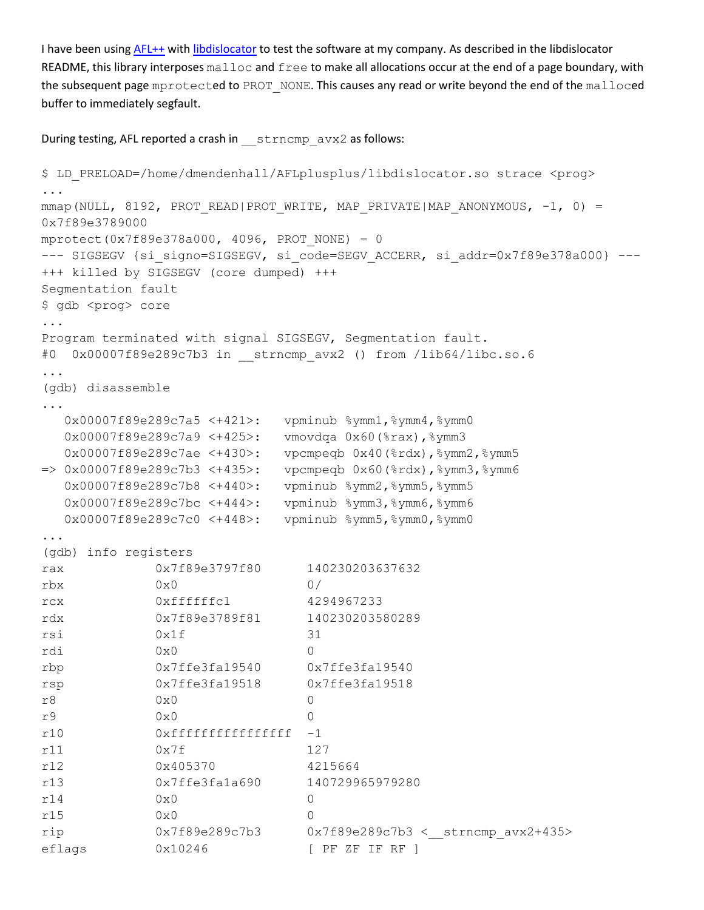I have been using [AFL++](https://github.com/AFLplusplus/AFLplusplus) with [libdislocator](https://github.com/AFLplusplus/AFLplusplus/tree/stable/utils/libdislocator) to test the software at my company. As described in the libdislocator README, this library interposes `malloc` and `free` to make all allocations occur at the end of a page boundary, with the subsequent page `mprotect`ed to `PROT_NONE`. This causes any read or write beyond the end of the `malloc`ed buffer to immediately segfault.

During testing, AFL reported a crash in `__strncmp_avx2` as follows:

```
$ LD_PRELOAD=/home/dmendenhall/AFLplusplus/libdislocator.so strace <prog>
...
mmap(NULL, 8192, PROT_READ|PROT_WRITE, MAP_PRIVATE|MAP_ANONYMOUS, -1, 0) =
0x7f89e3789000
mprotect(0x7f89e378a000, 4096, PROT_NONE) = 0
--- SIGSEGV {si_signo=SIGSEGV, si_code=SEGV_ACCERR, si_addr=0x7f89e378a000} ---
+++ killed by SIGSEGV (core dumped) +++
Segmentation fault
$ gdb <prog> core
...
Program terminated with signal SIGSEGV, Segmentation fault.
#0  0x00007f89e289c7b3 in __strncmp_avx2 () from /lib64/libc.so.6
...
(gdb) disassemble
...
   0x00007f89e289c7a5 <+421>:   vpminub %ymm1,%ymm4,%ymm0
   0x00007f89e289c7a9 <+425>:   vmovdqa 0x60(%rax),%ymm3
   0x00007f89e289c7ae <+430>:   vpcmpeqb 0x40(%rdx),%ymm2,%ymm5
=> 0x00007f89e289c7b3 <+435>:   vpcmpeqb 0x60(%rdx),%ymm3,%ymm6
   0x00007f89e289c7b8 <+440>:   vpminub %ymm2,%ymm5,%ymm5
   0x00007f89e289c7bc <+444>:   vpminub %ymm3,%ymm6,%ymm6
   0x00007f89e289c7c0 <+448>:   vpminub %ymm5,%ymm0,%ymm0
...
(gdb) info registers
rax            0x7f89e3797f80      140230203637632
rbx            0x0                 0/
rcx            0xffffffc1          4294967233
rdx            0x7f89e3789f81      140230203580289
rsi            0x1f                31
rdi            0x0                 0
rbp            0x7ffe3fa19540      0x7ffe3fa19540
rsp            0x7ffe3fa19518      0x7ffe3fa19518
r8             0x0                 0
r9             0x0                 0
r10            0xffffffffffffffff  -1
r11            0x7f                127
r12            0x405370            4215664
r13            0x7ffe3fa1a690      140729965979280
r14            0x0                 0
r15            0x0                 0
rip            0x7f89e289c7b3      0x7f89e289c7b3 <__strncmp_avx2+435>
eflags         0x10246             [ PF ZF IF RF ]
```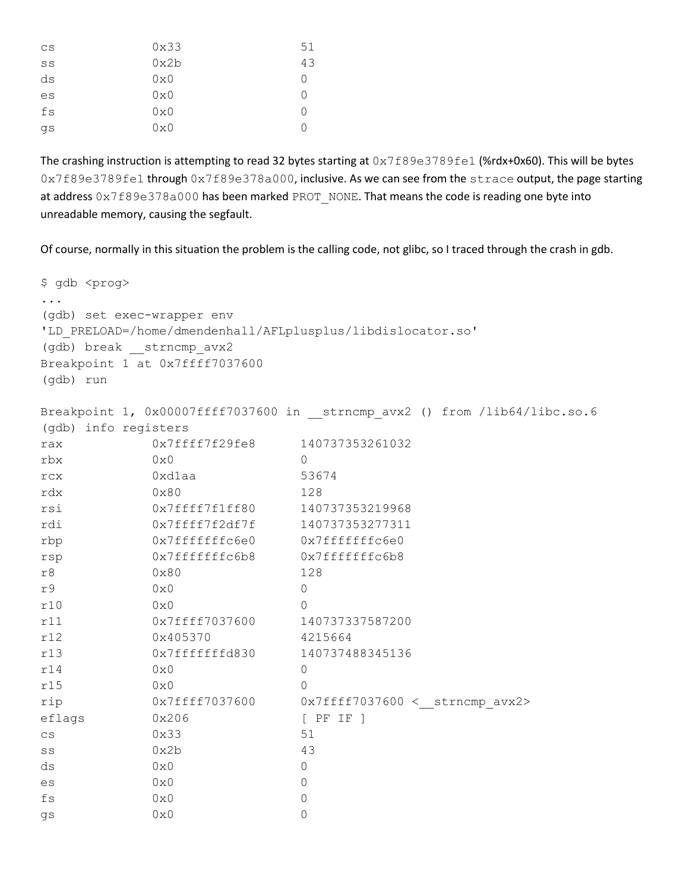```
cs             0x33                51
ss             0x2b                43
ds             0x0                 0
es             0x0                 0
fs             0x0                 0
gs             0x0                 0
```

The crashing instruction is attempting to read 32 bytes starting at `0x7f89e3789fe1` (%rdx+0x60). This will be bytes `0x7f89e3789fe1` through `0x7f89e378a000`, inclusive. As we can see from the `strace` output, the page starting at address `0x7f89e378a000` has been marked `PROT_NONE`. That means the code is reading one byte into unreadable memory, causing the segfault.

Of course, normally in this situation the problem is the calling code, not glibc, so I traced through the crash in gdb.

```
$ gdb <prog>
...
(gdb) set exec-wrapper env
'LD_PRELOAD=/home/dmendenhall/AFLplusplus/libdislocator.so'
(gdb) break __strncmp_avx2
Breakpoint 1 at 0x7ffff7037600
(gdb) run

Breakpoint 1, 0x00007ffff7037600 in __strncmp_avx2 () from /lib64/libc.so.6
(gdb) info registers
rax            0x7ffff7f29fe8      140737353261032
rbx            0x0                 0
rcx            0xd1aa              53674
rdx            0x80                128
rsi            0x7ffff7f1ff80      140737353219968
rdi            0x7ffff7f2df7f      140737353277311
rbp            0x7fffffffc6e0      0x7fffffffc6e0
rsp            0x7fffffffc6b8      0x7fffffffc6b8
r8             0x80                128
r9             0x0                 0
r10            0x0                 0
r11            0x7ffff7037600      140737337587200
r12            0x405370            4215664
r13            0x7fffffffd830      140737488345136
r14            0x0                 0
r15            0x0                 0
rip            0x7ffff7037600      0x7ffff7037600 <__strncmp_avx2>
eflags         0x206               [ PF IF ]
cs             0x33                51
ss             0x2b                43
ds             0x0                 0
es             0x0                 0
fs             0x0                 0
gs             0x0                 0
```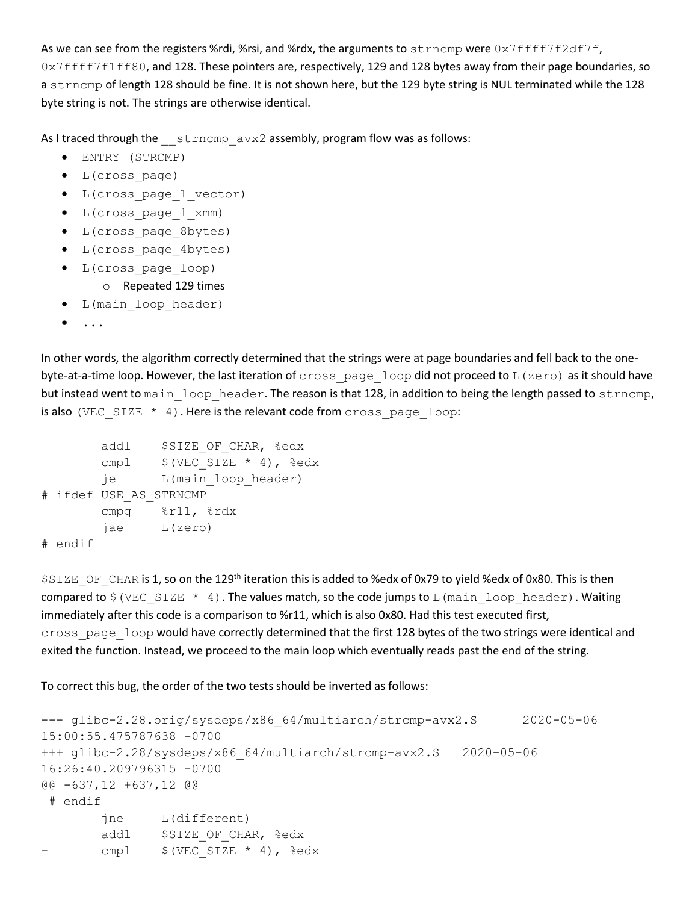As we can see from the registers %rdi, %rsi, and %rdx, the arguments to `strncmp` were `0x7ffff7f2df7f`, `0x7ffff7f1ff80`, and 128. These pointers are, respectively, 129 and 128 bytes away from their page boundaries, so a `strncmp` of length 128 should be fine. It is not shown here, but the 129 byte string is NUL terminated while the 128 byte string is not. The strings are otherwise identical.

As I traced through the `__strncmp_avx2` assembly, program flow was as follows:

- `ENTRY (STRCMP)`
- `L(cross_page)`
- `L(cross_page_1_vector)`
- `L(cross_page_1_xmm)`
- `L(cross_page_8bytes)`
- `L(cross_page_4bytes)`
- `L(cross_page_loop)`
  - Repeated 129 times
- `L(main_loop_header)`
- `...`

In other words, the algorithm correctly determined that the strings were at page boundaries and fell back to the one-byte-at-a-time loop. However, the last iteration of `cross_page_loop` did not proceed to `L(zero)` as it should have but instead went to `main_loop_header`. The reason is that 128, in addition to being the length passed to `strncmp`, is also `(VEC_SIZE * 4)`. Here is the relevant code from `cross_page_loop`:

```
        addl    $SIZE_OF_CHAR, %edx
        cmpl    $(VEC_SIZE * 4), %edx
        je      L(main_loop_header)
# ifdef USE_AS_STRNCMP
        cmpq    %r11, %rdx
        jae     L(zero)
# endif
```

`$SIZE_OF_CHAR` is 1, so on the 129th iteration this is added to %edx of 0x79 to yield %edx of 0x80. This is then compared to `$(VEC_SIZE * 4)`. The values match, so the code jumps to `L(main_loop_header)`. Waiting immediately after this code is a comparison to %r11, which is also 0x80. Had this test executed first, `cross_page_loop` would have correctly determined that the first 128 bytes of the two strings were identical and exited the function. Instead, we proceed to the main loop which eventually reads past the end of the string.

To correct this bug, the order of the two tests should be inverted as follows:

```
--- glibc-2.28.orig/sysdeps/x86_64/multiarch/strcmp-avx2.S      2020-05-06
15:00:55.475787638 -0700
+++ glibc-2.28/sysdeps/x86_64/multiarch/strcmp-avx2.S   2020-05-06
16:26:40.209796315 -0700
@@ -637,12 +637,12 @@
 # endif
        jne     L(different)
        addl    $SIZE_OF_CHAR, %edx
-       cmpl    $(VEC_SIZE * 4), %edx
```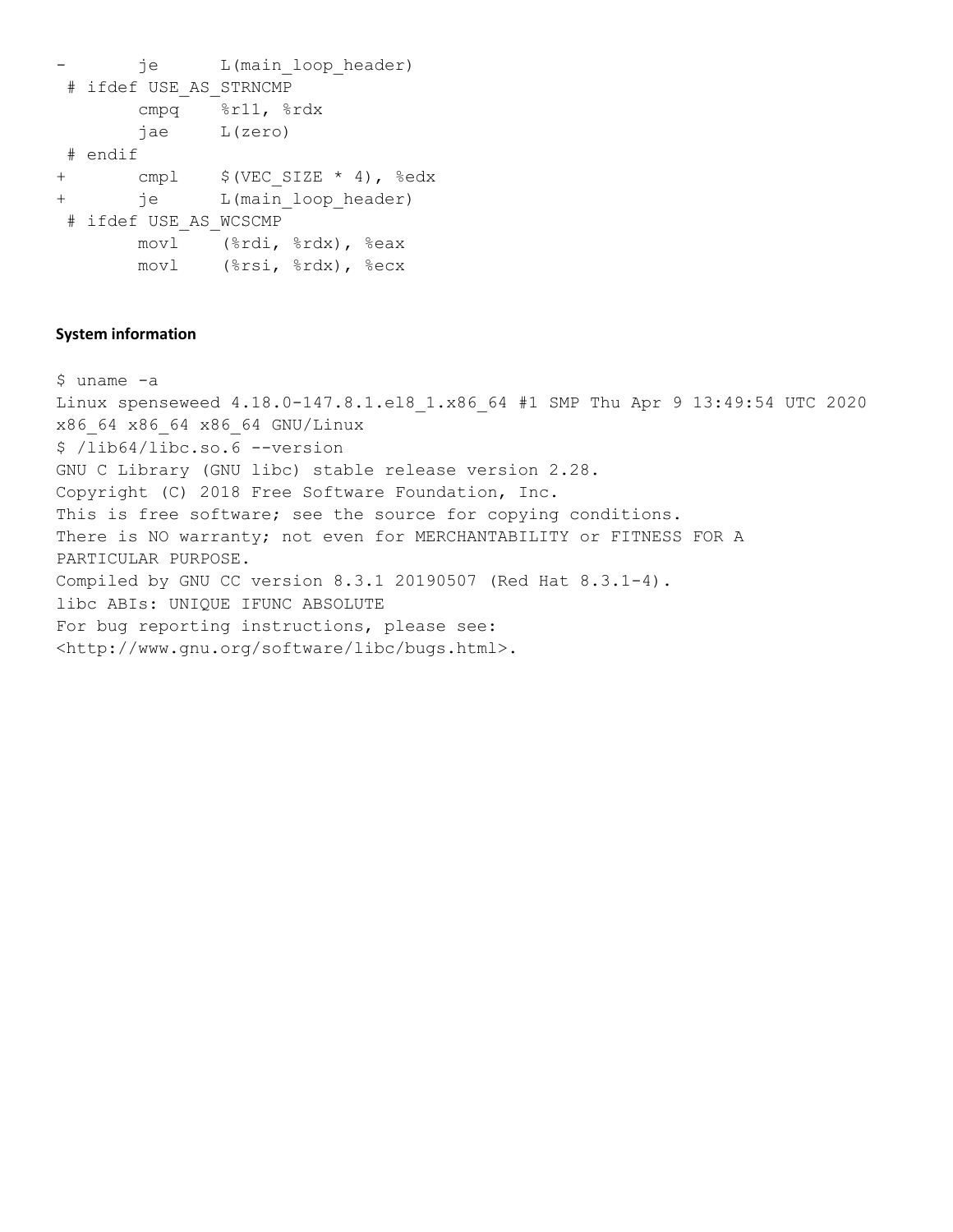```
-       je      L(main_loop_header)
 # ifdef USE_AS_STRNCMP
        cmpq    %r11, %rdx
        jae     L(zero)
 # endif
+       cmpl    $(VEC_SIZE * 4), %edx
+       je      L(main_loop_header)
 # ifdef USE_AS_WCSCMP
        movl    (%rdi, %rdx), %eax
        movl    (%rsi, %rdx), %ecx
```

**System information**

```
$ uname -a
Linux spenseweed 4.18.0-147.8.1.el8_1.x86_64 #1 SMP Thu Apr 9 13:49:54 UTC 2020
x86_64 x86_64 x86_64 GNU/Linux
$ /lib64/libc.so.6 --version
GNU C Library (GNU libc) stable release version 2.28.
Copyright (C) 2018 Free Software Foundation, Inc.
This is free software; see the source for copying conditions.
There is NO warranty; not even for MERCHANTABILITY or FITNESS FOR A
PARTICULAR PURPOSE.
Compiled by GNU CC version 8.3.1 20190507 (Red Hat 8.3.1-4).
libc ABIs: UNIQUE IFUNC ABSOLUTE
For bug reporting instructions, please see:
<http://www.gnu.org/software/libc/bugs.html>.
```